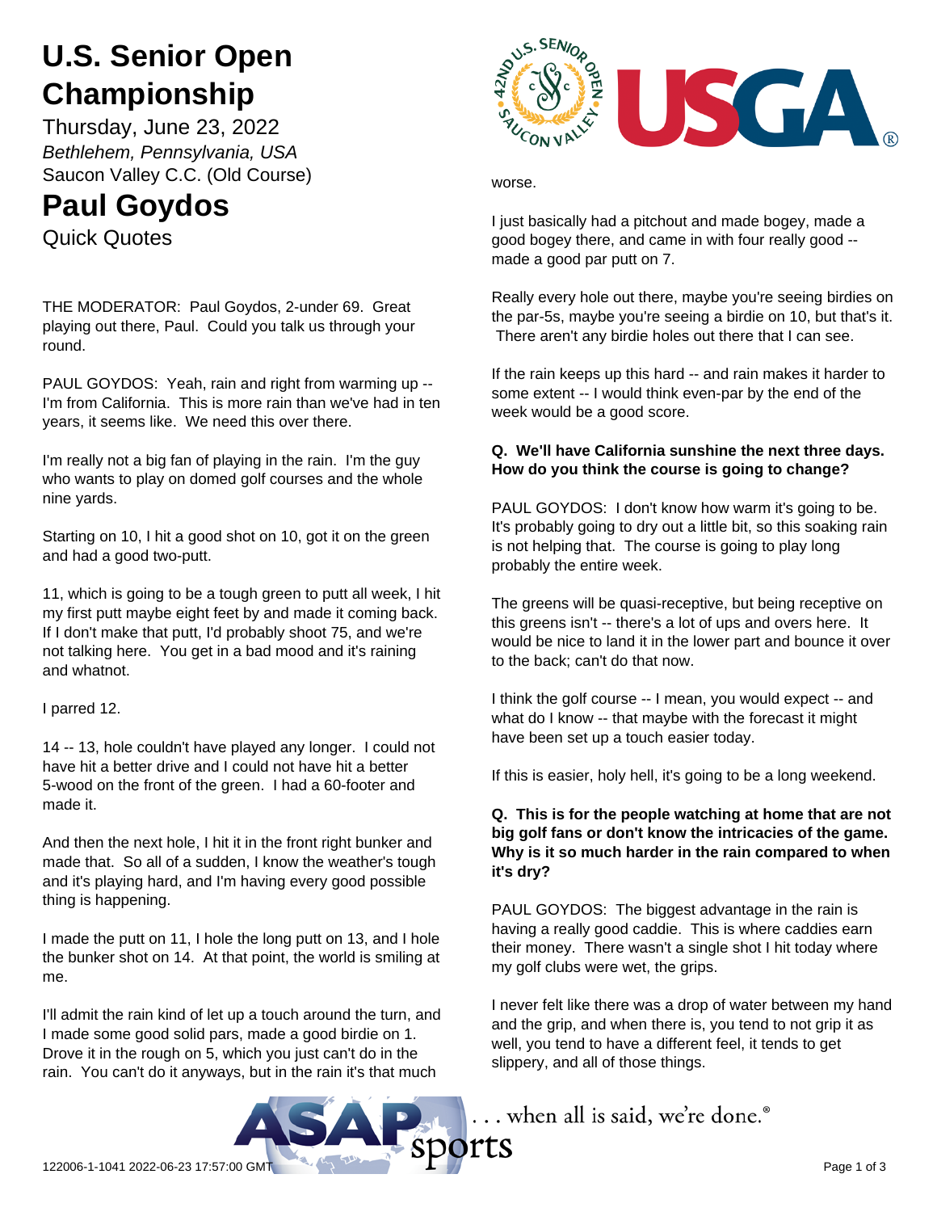# U.S. Senior Open Championship

Thursday, June 23, 2022

*Bethlehem, Pennsylvania, USA*

Saucon Valley C.C. (Old Course)

# Paul Goydos

Quick Quotes

THE MODERATOR: Paul Goydos, 2-under 69. Great playing out there, Paul. Could you talk us through your round.

PAUL GOYDOS: Yeah, rain and right from warming up -- I'm from California. This is more rain than we've had in ten years, it seems like. We need this over there.

I'm really not a big fan of playing in the rain. I'm the guy who wants to play on domed golf courses and the whole nine yards.

Starting on 10, I hit a good shot on 10, got it on the green and had a good two-putt.

11, which is going to be a tough green to putt all week, I hit my first putt maybe eight feet by and made it coming back. If I don't make that putt, I'd probably shoot 75, and we're not talking here. You get in a bad mood and it's raining and whatnot.

I parred 12.

14 -- 13, hole couldn't have played any longer. I could not have hit a better drive and I could not have hit a better 5-wood on the front of the green. I had a 60-footer and made it.

And then the next hole, I hit it in the front right bunker and made that. So all of a sudden, I know the weather's tough and it's playing hard, and I'm having every good possible thing is happening.

I made the putt on 11, I hole the long putt on 13, and I hole the bunker shot on 14. At that point, the world is smiling at me.

I'll admit the rain kind of let up a touch around the turn, and I made some good solid pars, made a good birdie on 1. Drove it in the rough on 5, which you just can't do in the rain. You can't do it anyways, but in the rain it's that much worse.

I just basically had a pitchout and made bogey, made a good bogey there, and came in with four really good -- made a good par putt on 7.

Really every hole out there, maybe you're seeing birdies on the par-5s, maybe you're seeing a birdie on 10, but that's it. There aren't any birdie holes out there that I can see.

If the rain keeps up this hard -- and rain makes it harder to some extent -- I would think even-par by the end of the week would be a good score.

**Q. We'll have California sunshine the next three days. How do you think the course is going to change?**

PAUL GOYDOS: I don't know how warm it's going to be. It's probably going to dry out a little bit, so this soaking rain is not helping that. The course is going to play long probably the entire week.

The greens will be quasi-receptive, but being receptive on this greens isn't -- there's a lot of ups and overs here. It would be nice to land it in the lower part and bounce it over to the back; can't do that now.

I think the golf course -- I mean, you would expect -- and what do I know -- that maybe with the forecast it might have been set up a touch easier today.

If this is easier, holy hell, it's going to be a long weekend.

**Q. This is for the people watching at home that are not big golf fans or don't know the intricacies of the game. Why is it so much harder in the rain compared to when it's dry?**

PAUL GOYDOS: The biggest advantage in the rain is having a really good caddie. This is where caddies earn their money. There wasn't a single shot I hit today where my golf clubs were wet, the grips.

I never felt like there was a drop of water between my hand and the grip, and when there is, you tend to not grip it as well, you tend to have a different feel, it tends to get slippery, and all of those things.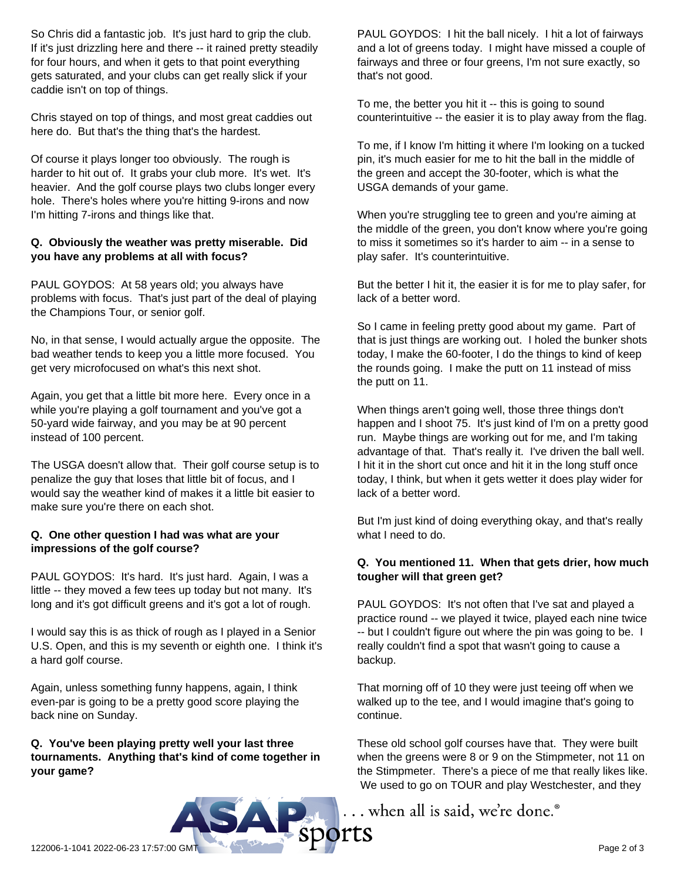So Chris did a fantastic job. It's just hard to grip the club. If it's just drizzling here and there -- it rained pretty steadily for four hours, and when it gets to that point everything gets saturated, and your clubs can get really slick if your caddie isn't on top of things.

Chris stayed on top of things, and most great caddies out here do. But that's the thing that's the hardest.

Of course it plays longer too obviously. The rough is harder to hit out of. It grabs your club more. It's wet. It's heavier. And the golf course plays two clubs longer every hole. There's holes where you're hitting 9-irons and now I'm hitting 7-irons and things like that.

**Q. Obviously the weather was pretty miserable. Did you have any problems at all with focus?**

PAUL GOYDOS: At 58 years old; you always have problems with focus. That's just part of the deal of playing the Champions Tour, or senior golf.

No, in that sense, I would actually argue the opposite. The bad weather tends to keep you a little more focused. You get very microfocused on what's this next shot.

Again, you get that a little bit more here. Every once in a while you're playing a golf tournament and you've got a 50-yard wide fairway, and you may be at 90 percent instead of 100 percent.

The USGA doesn't allow that. Their golf course setup is to penalize the guy that loses that little bit of focus, and I would say the weather kind of makes it a little bit easier to make sure you're there on each shot.

**Q. One other question I had was what are your impressions of the golf course?**

PAUL GOYDOS: It's hard. It's just hard. Again, I was a little -- they moved a few tees up today but not many. It's long and it's got difficult greens and it's got a lot of rough.

I would say this is as thick of rough as I played in a Senior U.S. Open, and this is my seventh or eighth one. I think it's a hard golf course.

Again, unless something funny happens, again, I think even-par is going to be a pretty good score playing the back nine on Sunday.

**Q. You've been playing pretty well your last three tournaments. Anything that's kind of come together in your game?**

PAUL GOYDOS: I hit the ball nicely. I hit a lot of fairways and a lot of greens today. I might have missed a couple of fairways and three or four greens, I'm not sure exactly, so that's not good.

To me, the better you hit it -- this is going to sound counterintuitive -- the easier it is to play away from the flag.

To me, if I know I'm hitting it where I'm looking on a tucked pin, it's much easier for me to hit the ball in the middle of the green and accept the 30-footer, which is what the USGA demands of your game.

When you're struggling tee to green and you're aiming at the middle of the green, you don't know where you're going to miss it sometimes so it's harder to aim -- in a sense to play safer. It's counterintuitive.

But the better I hit it, the easier it is for me to play safer, for lack of a better word.

So I came in feeling pretty good about my game. Part of that is just things are working out. I holed the bunker shots today, I make the 60-footer, I do the things to kind of keep the rounds going. I make the putt on 11 instead of miss the putt on 11.

When things aren't going well, those three things don't happen and I shoot 75. It's just kind of I'm on a pretty good run. Maybe things are working out for me, and I'm taking advantage of that. That's really it. I've driven the ball well. I hit it in the short cut once and hit it in the long stuff once today, I think, but when it gets wetter it does play wider for lack of a better word.

But I'm just kind of doing everything okay, and that's really what I need to do.

**Q. You mentioned 11. When that gets drier, how much tougher will that green get?**

PAUL GOYDOS: It's not often that I've sat and played a practice round -- we played it twice, played each nine twice -- but I couldn't figure out where the pin was going to be. I really couldn't find a spot that wasn't going to cause a backup.

That morning off of 10 they were just teeing off when we walked up to the tee, and I would imagine that's going to continue.

These old school golf courses have that. They were built when the greens were 8 or 9 on the Stimpmeter, not 11 on the Stimpmeter. There's a piece of me that really likes like. We used to go on TOUR and play Westchester, and they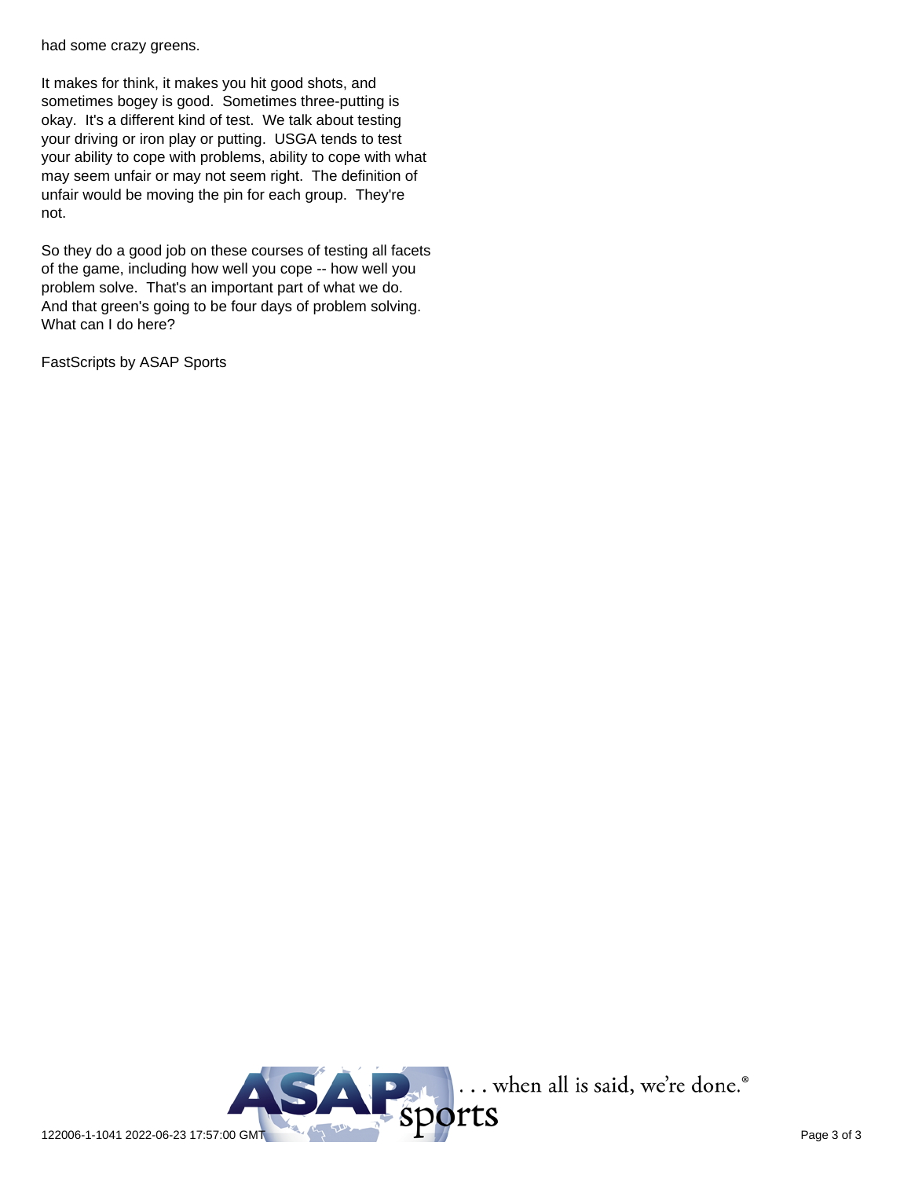had some crazy greens.

It makes for think, it makes you hit good shots, and sometimes bogey is good. Sometimes three-putting is okay. It's a different kind of test. We talk about testing your driving or iron play or putting. USGA tends to test your ability to cope with problems, ability to cope with what may seem unfair or may not seem right. The definition of unfair would be moving the pin for each group. They're not.

So they do a good job on these courses of testing all facets of the game, including how well you cope -- how well you problem solve. That's an important part of what we do. And that green's going to be four days of problem solving. What can I do here?

FastScripts by ASAP Sports